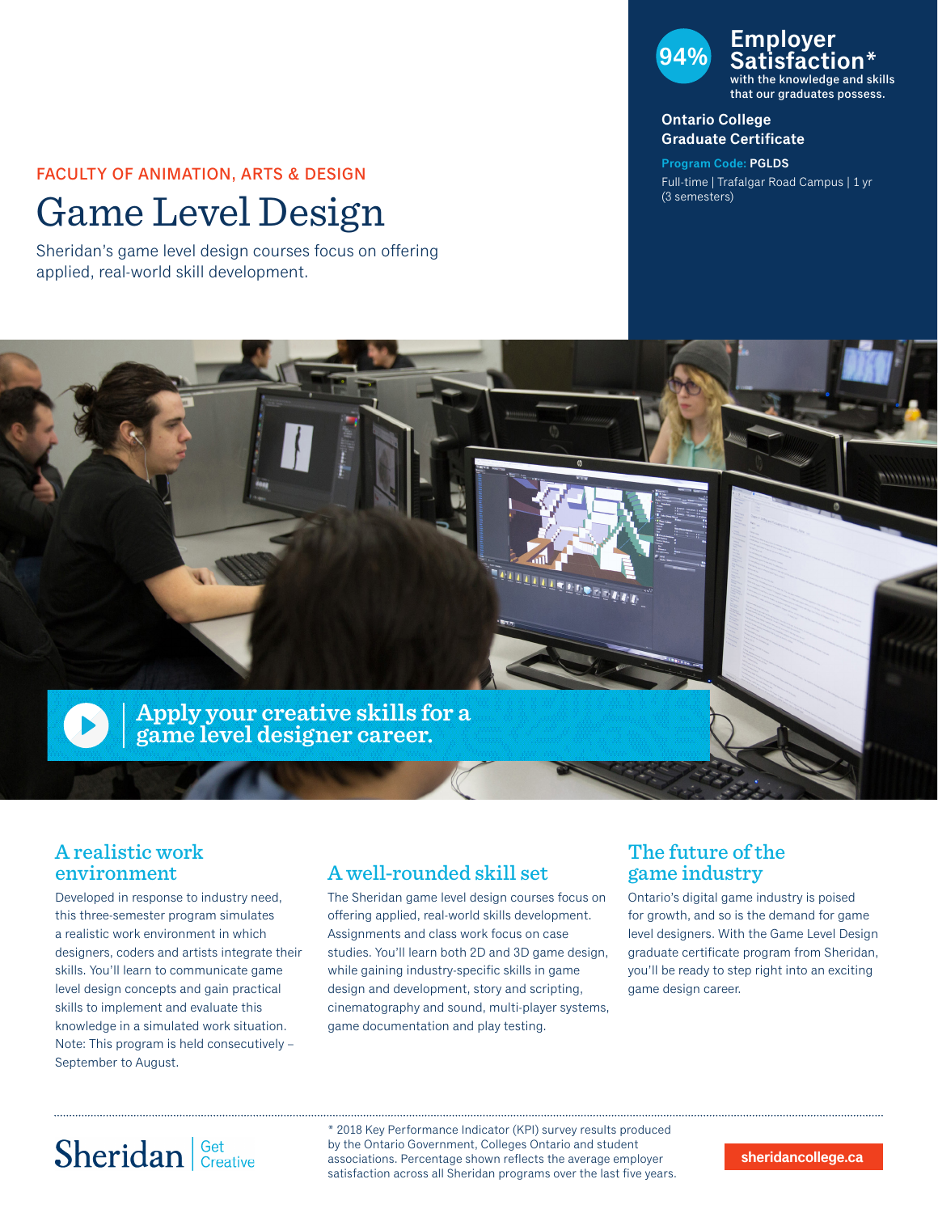FACULTY OF ANIMATION, ARTS & DESIGN

# Game Level Design

Sheridan's game level design courses focus on offering applied, real-world skill development.

**94% Employer Satisfaction*** with the knowledge and skills that our graduates possess.

**Ontario College Graduate Certificate**

**Program Code: PGLDS**

Full-time | Trafalgar Road Campus | 1 yr (3 semesters)

Apply your creative skills for a game level designer career.

## A realistic work environment

Developed in response to industry need, this three-semester program simulates a realistic work environment in which designers, coders and artists integrate their skills. You'll learn to communicate game level design concepts and gain practical skills to implement and evaluate this knowledge in a simulated work situation. Note: This program is held consecutively – September to August.

## A well-rounded skill set

The Sheridan game level design courses focus on offering applied, real-world skills development. Assignments and class work focus on case studies. You'll learn both 2D and 3D game design, while gaining industry-specific skills in game design and development, story and scripting, cinematography and sound, multi-player systems, game documentation and play testing.

## The future of the game industry

Ontario's digital game industry is poised for growth, and so is the demand for game level designers. With the Game Level Design graduate certificate program from Sheridan, you'll be ready to step right into an exciting game design career.

Sheridan | Get Creative

* 2018 Key Performance Indicator (KPI) survey results produced by the Ontario Government, Colleges Ontario and student associations. Percentage shown reflects the average employer satisfaction across all Sheridan programs over the last five years.

sheridancollege.ca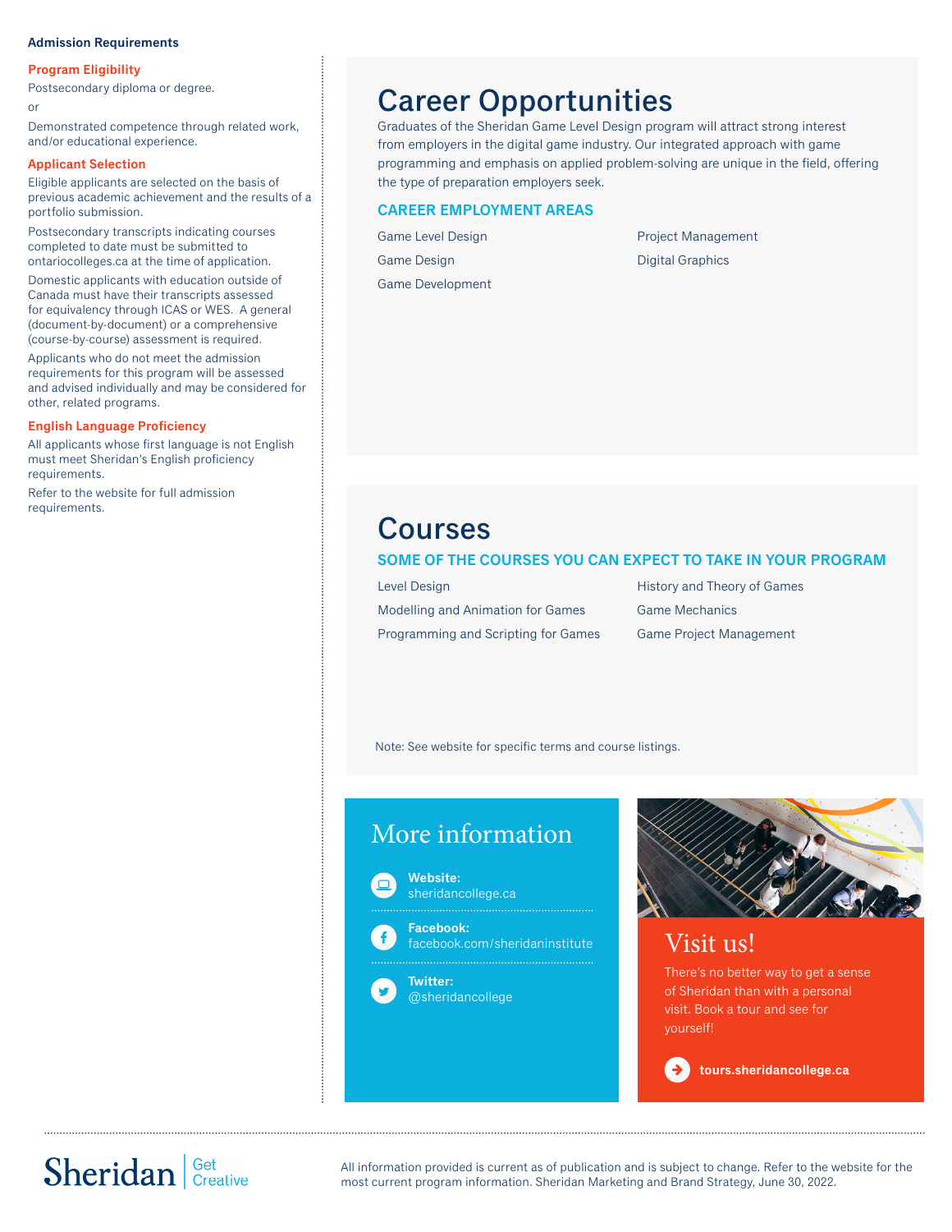## Admission Requirements

### Program Eligibility

Postsecondary diploma or degree.

or

Demonstrated competence through related work, and/or educational experience.

### Applicant Selection

Eligible applicants are selected on the basis of previous academic achievement and the results of a portfolio submission.

Postsecondary transcripts indicating courses completed to date must be submitted to ontariocolleges.ca at the time of application.

Domestic applicants with education outside of Canada must have their transcripts assessed for equivalency through ICAS or WES. A general (document-by-document) or a comprehensive (course-by-course) assessment is required.

Applicants who do not meet the admission requirements for this program will be assessed and advised individually and may be considered for other, related programs.

### English Language Proficiency

All applicants whose first language is not English must meet Sheridan's English proficiency requirements.

Refer to the website for full admission requirements.

# Career Opportunities

Graduates of the Sheridan Game Level Design program will attract strong interest from employers in the digital game industry. Our integrated approach with game programming and emphasis on applied problem-solving are unique in the field, offering the type of preparation employers seek.

## CAREER EMPLOYMENT AREAS

- Game Level Design
- Game Design
- Game Development
- Project Management
- Digital Graphics

# Courses

## SOME OF THE COURSES YOU CAN EXPECT TO TAKE IN YOUR PROGRAM

- Level Design
- Modelling and Animation for Games
- Programming and Scripting for Games
- History and Theory of Games
- Game Mechanics
- Game Project Management

Note: See website for specific terms and course listings.

# More information

**Website:** sheridancollege.ca

**Facebook:** facebook.com/sheridaninstitute

**Twitter:** @sheridancollege

# Visit us!

There's no better way to get a sense of Sheridan than with a personal visit. Book a tour and see for yourself!

**tours.sheridancollege.ca**

Sheridan | Get Creative

All information provided is current as of publication and is subject to change. Refer to the website for the most current program information. Sheridan Marketing and Brand Strategy, June 30, 2022.